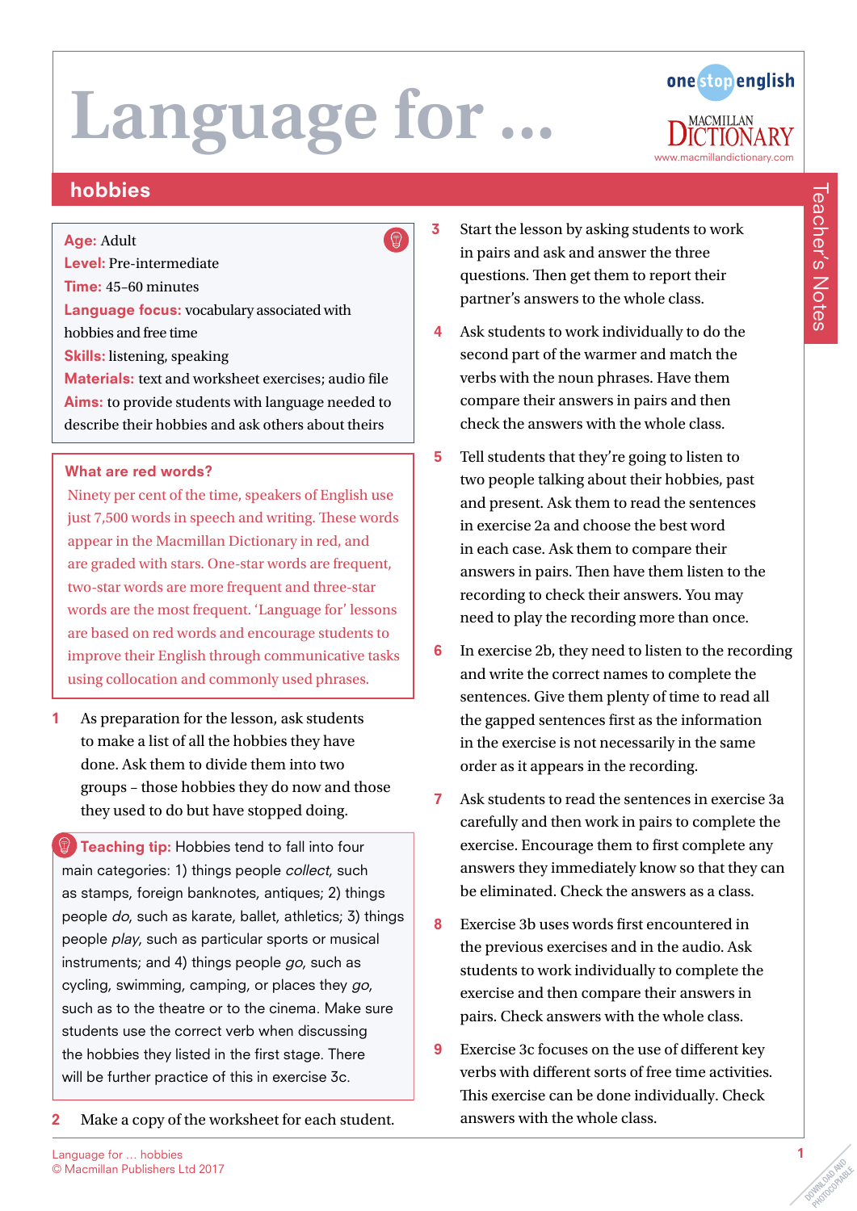# Language for …

## hobbies

**Age:** Adult
**Level:** Pre-intermediate
**Time:** 45–60 minutes
**Language focus:** vocabulary associated with hobbies and free time
**Skills:** listening, speaking
**Materials:** text and worksheet exercises; audio file
**Aims:** to provide students with language needed to describe their hobbies and ask others about theirs

### What are red words?

Ninety per cent of the time, speakers of English use just 7,500 words in speech and writing. These words appear in the Macmillan Dictionary in red, and are graded with stars. One-star words are frequent, two-star words are more frequent and three-star words are the most frequent. 'Language for' lessons are based on red words and encourage students to improve their English through communicative tasks using collocation and commonly used phrases.

1. As preparation for the lesson, ask students to make a list of all the hobbies they have done. Ask them to divide them into two groups – those hobbies they do now and those they used to do but have stopped doing.

**Teaching tip:** Hobbies tend to fall into four main categories: 1) things people *collect*, such as stamps, foreign banknotes, antiques; 2) things people *do*, such as karate, ballet, athletics; 3) things people *play*, such as particular sports or musical instruments; and 4) things people *go*, such as cycling, swimming, camping, or places they *go*, such as to the theatre or to the cinema. Make sure students use the correct verb when discussing the hobbies they listed in the first stage. There will be further practice of this in exercise 3c.

2. Make a copy of the worksheet for each student.
3. Start the lesson by asking students to work in pairs and ask and answer the three questions. Then get them to report their partner's answers to the whole class.
4. Ask students to work individually to do the second part of the warmer and match the verbs with the noun phrases. Have them compare their answers in pairs and then check the answers with the whole class.
5. Tell students that they're going to listen to two people talking about their hobbies, past and present. Ask them to read the sentences in exercise 2a and choose the best word in each case. Ask them to compare their answers in pairs. Then have them listen to the recording to check their answers. You may need to play the recording more than once.
6. In exercise 2b, they need to listen to the recording and write the correct names to complete the sentences. Give them plenty of time to read all the gapped sentences first as the information in the exercise is not necessarily in the same order as it appears in the recording.
7. Ask students to read the sentences in exercise 3a carefully and then work in pairs to complete the exercise. Encourage them to first complete any answers they immediately know so that they can be eliminated. Check the answers as a class.
8. Exercise 3b uses words first encountered in the previous exercises and in the audio. Ask students to work individually to complete the exercise and then compare their answers in pairs. Check answers with the whole class.
9. Exercise 3c focuses on the use of different key verbs with different sorts of free time activities. This exercise can be done individually. Check answers with the whole class.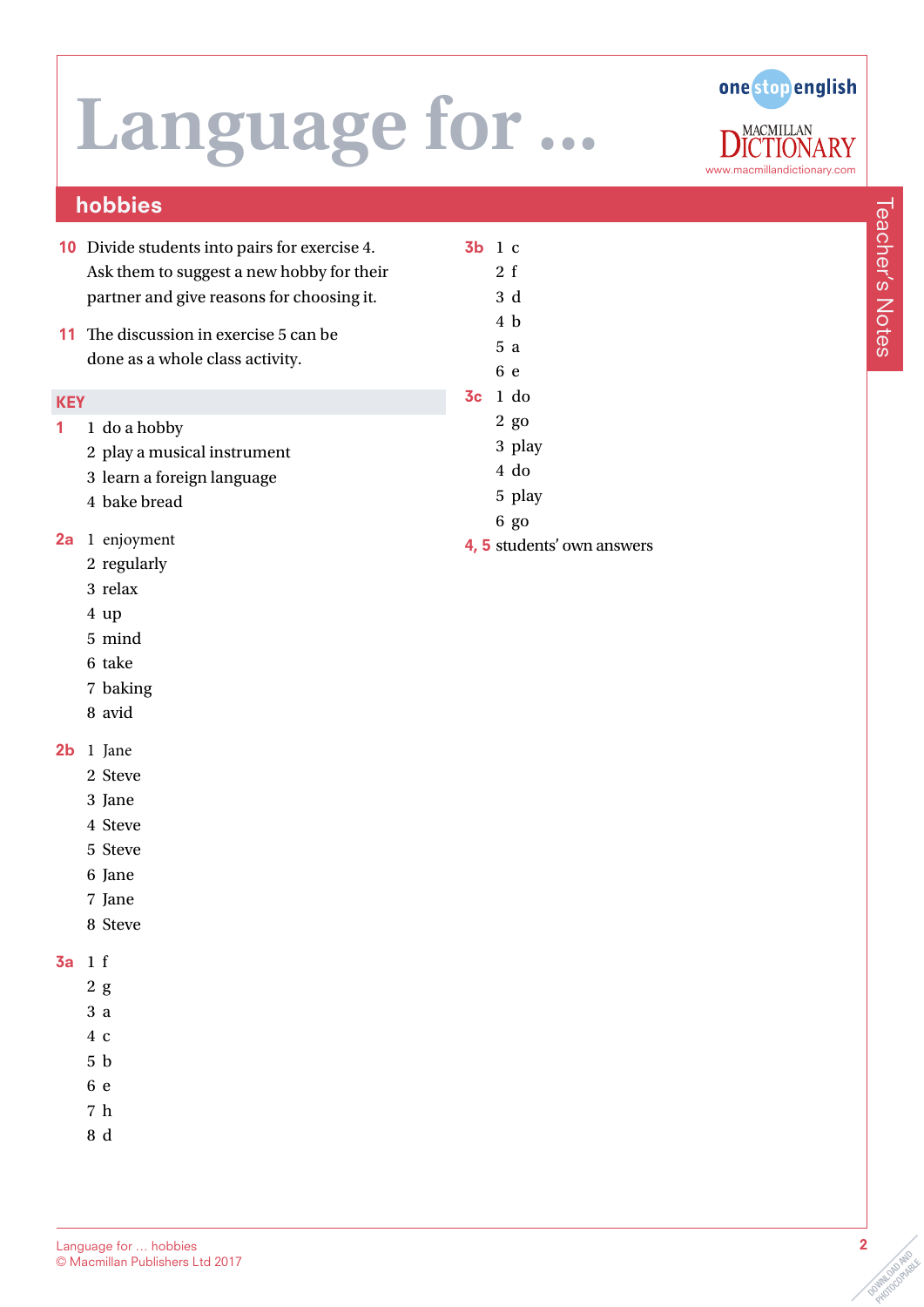# Language for ...

## hobbies

**10** Divide students into pairs for exercise 4. Ask them to suggest a new hobby for their partner and give reasons for choosing it.

**11** The discussion in exercise 5 can be done as a whole class activity.

### KEY

**1**
1 do a hobby
2 play a musical instrument
3 learn a foreign language
4 bake bread

**2a**
1 enjoyment
2 regularly
3 relax
4 up
5 mind
6 take
7 baking
8 avid

**2b**
1 Jane
2 Steve
3 Jane
4 Steve
5 Steve
6 Jane
7 Jane
8 Steve

**3a**
1 f
2 g
3 a
4 c
5 b
6 e
7 h
8 d

**3b**
1 c
2 f
3 d
4 b
5 a
6 e

**3c**
1 do
2 go
3 play
4 do
5 play
6 go

**4, 5** students' own answers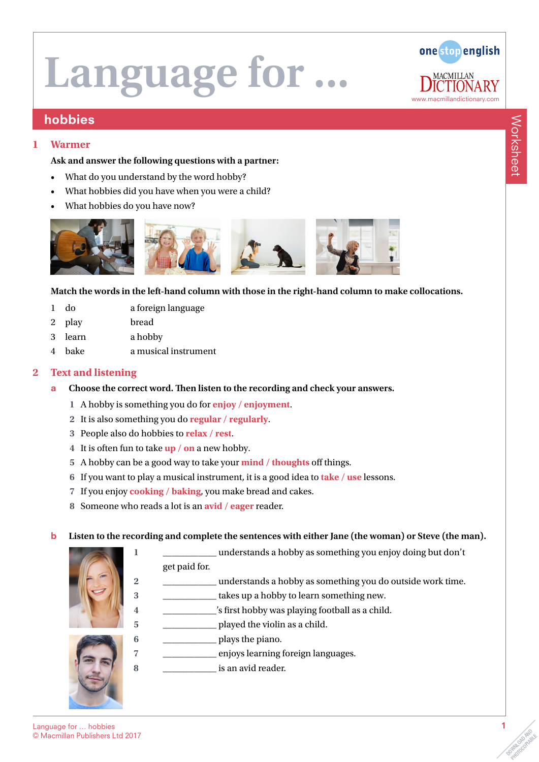# Language for ...

## hobbies

### 1 Warmer

**Ask and answer the following questions with a partner:**

- What do you understand by the word hobby?
- What hobbies did you have when you were a child?
- What hobbies do you have now?

**Match the words in the left-hand column with those in the right-hand column to make collocations.**

| | | |
|---|---|---|
| 1 | do | a foreign language |
| 2 | play | bread |
| 3 | learn | a hobby |
| 4 | bake | a musical instrument |

### 2 Text and listening

**a Choose the correct word. Then listen to the recording and check your answers.**

1. A hobby is something you do for **enjoy / enjoyment**.
2. It is also something you do **regular / regularly**.
3. People also do hobbies to **relax / rest**.
4. It is often fun to take **up / on** a new hobby.
5. A hobby can be a good way to take your **mind / thoughts** off things.
6. If you want to play a musical instrument, it is a good idea to **take / use** lessons.
7. If you enjoy **cooking / baking**, you make bread and cakes.
8. Someone who reads a lot is an **avid / eager** reader.

**b Listen to the recording and complete the sentences with either Jane (the woman) or Steve (the man).**

1. ___________ understands a hobby as something you enjoy doing but don't get paid for.
2. ___________ understands a hobby as something you do outside work time.
3. ___________ takes up a hobby to learn something new.
4. ___________'s first hobby was playing football as a child.
5. ___________ played the violin as a child.
6. ___________ plays the piano.
7. ___________ enjoys learning foreign languages.
8. ___________ is an avid reader.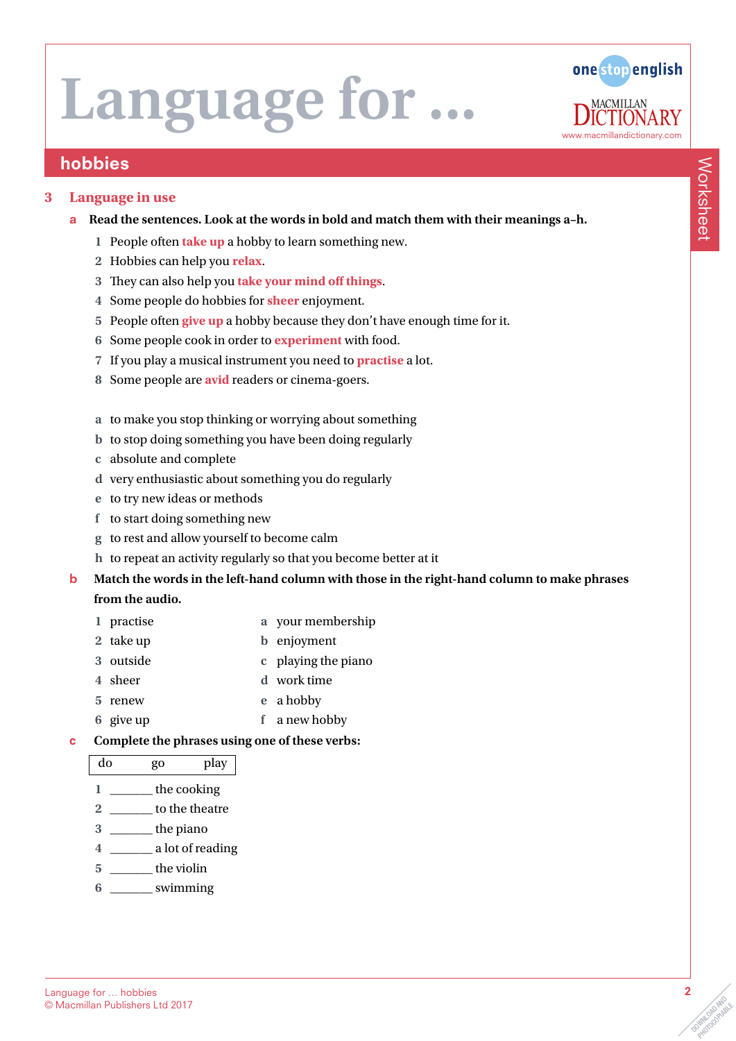# Language for …

## hobbies

### 3 Language in use

**a Read the sentences. Look at the words in bold and match them with their meanings a–h.**

1. People often **take up** a hobby to learn something new.
2. Hobbies can help you **relax**.
3. They can also help you **take your mind off things**.
4. Some people do hobbies for **sheer** enjoyment.
5. People often **give up** a hobby because they don't have enough time for it.
6. Some people cook in order to **experiment** with food.
7. If you play a musical instrument you need to **practise** a lot.
8. Some people are **avid** readers or cinema-goers.

a. to make you stop thinking or worrying about something
b. to stop doing something you have been doing regularly
c. absolute and complete
d. very enthusiastic about something you do regularly
e. to try new ideas or methods
f. to start doing something new
g. to rest and allow yourself to become calm
h. to repeat an activity regularly so that you become better at it

**b Match the words in the left-hand column with those in the right-hand column to make phrases from the audio.**

| | |
|---|---|
| 1 practise | a your membership |
| 2 take up | b enjoyment |
| 3 outside | c playing the piano |
| 4 sheer | d work time |
| 5 renew | e a hobby |
| 6 give up | f a new hobby |

**c Complete the phrases using one of these verbs:**

| do | go | play |
|---|---|---|

1. _______ the cooking
2. _______ to the theatre
3. _______ the piano
4. _______ a lot of reading
5. _______ the violin
6. _______ swimming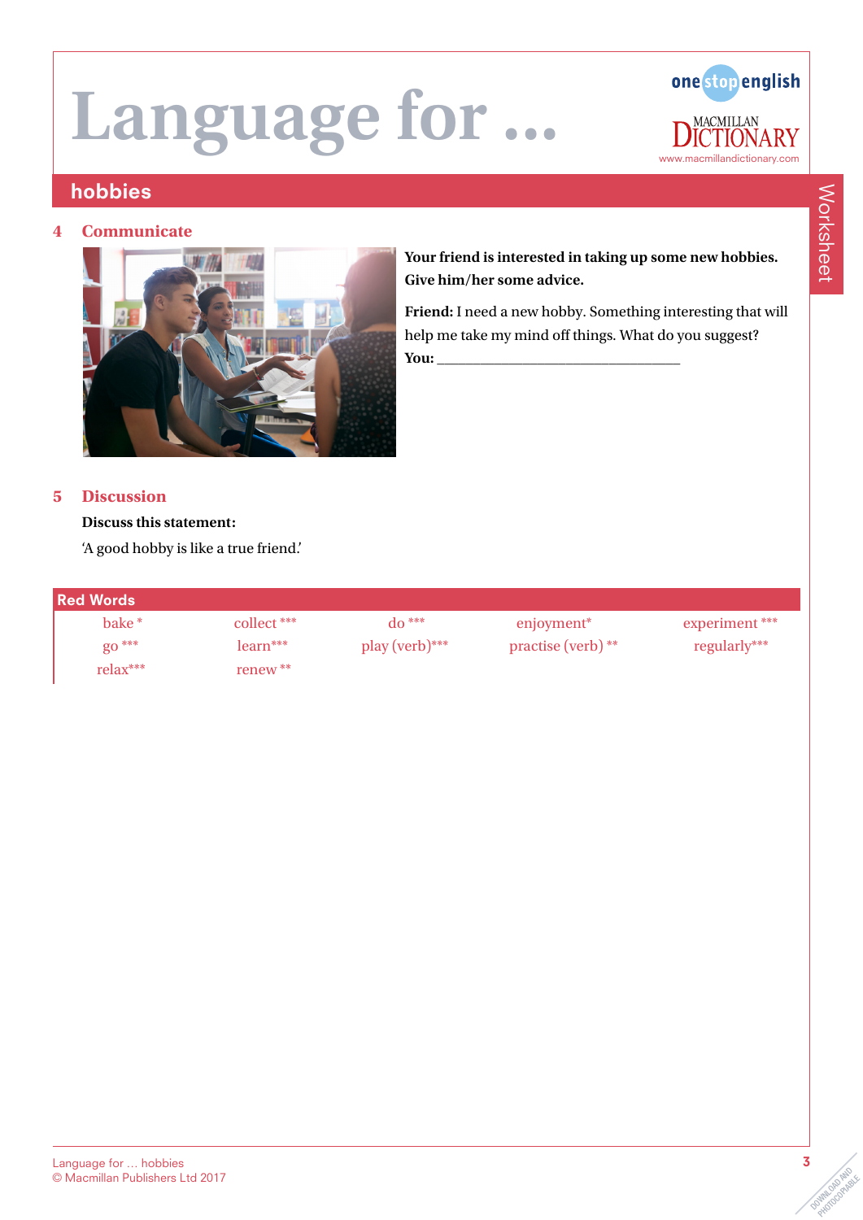# Language for …

## hobbies

### 4 Communicate

**Your friend is interested in taking up some new hobbies. Give him/her some advice.**

**Friend:** I need a new hobby. Something interesting that will help me take my mind off things. What do you suggest?

**You:** ___________________________________

### 5 Discussion

**Discuss this statement:**

'A good hobby is like a true friend.'

### Red Words

| | | | | |
|---|---|---|---|---|
| bake * | collect *** | do *** | enjoyment* | experiment *** |
| go *** | learn*** | play (verb)*** | practise (verb) ** | regularly*** |
| relax*** | renew ** | | | |

Language for … hobbies
© Macmillan Publishers Ltd 2017